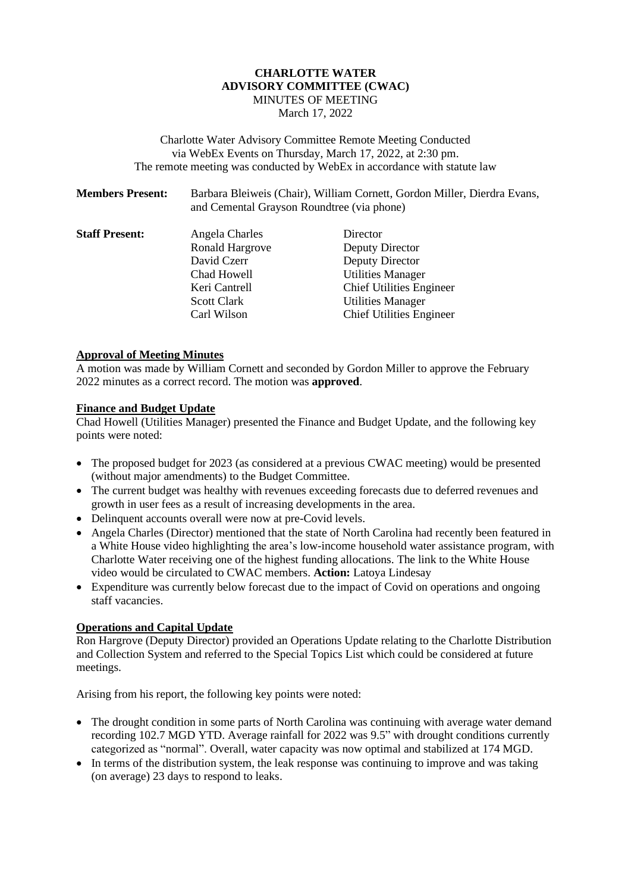# CHARLOTTE WATER ADVISORY COMMITTEE (CWAC)

MINUTES OF MEETING

March 17, 2022

Charlotte Water Advisory Committee Remote Meeting Conducted via WebEx Events on Thursday, March 17, 2022, at 2:30 pm.
The remote meeting was conducted by WebEx in accordance with statute law

**Members Present:** Barbara Bleiweis (Chair), William Cornett, Gordon Miller, Dierdra Evans, and Cemental Grayson Roundtree (via phone)

**Staff Present:**

| | |
|---|---|
| Angela Charles | Director |
| Ronald Hargrove | Deputy Director |
| David Czerr | Deputy Director |
| Chad Howell | Utilities Manager |
| Keri Cantrell | Chief Utilities Engineer |
| Scott Clark | Utilities Manager |
| Carl Wilson | Chief Utilities Engineer |

## Approval of Meeting Minutes

A motion was made by William Cornett and seconded by Gordon Miller to approve the February 2022 minutes as a correct record. The motion was **approved**.

## Finance and Budget Update

Chad Howell (Utilities Manager) presented the Finance and Budget Update, and the following key points were noted:

- The proposed budget for 2023 (as considered at a previous CWAC meeting) would be presented (without major amendments) to the Budget Committee.
- The current budget was healthy with revenues exceeding forecasts due to deferred revenues and growth in user fees as a result of increasing developments in the area.
- Delinquent accounts overall were now at pre-Covid levels.
- Angela Charles (Director) mentioned that the state of North Carolina had recently been featured in a White House video highlighting the area's low-income household water assistance program, with Charlotte Water receiving one of the highest funding allocations. The link to the White House video would be circulated to CWAC members. **Action:** Latoya Lindesay
- Expenditure was currently below forecast due to the impact of Covid on operations and ongoing staff vacancies.

## Operations and Capital Update

Ron Hargrove (Deputy Director) provided an Operations Update relating to the Charlotte Distribution and Collection System and referred to the Special Topics List which could be considered at future meetings.

Arising from his report, the following key points were noted:

- The drought condition in some parts of North Carolina was continuing with average water demand recording 102.7 MGD YTD. Average rainfall for 2022 was 9.5" with drought conditions currently categorized as "normal". Overall, water capacity was now optimal and stabilized at 174 MGD.
- In terms of the distribution system, the leak response was continuing to improve and was taking (on average) 23 days to respond to leaks.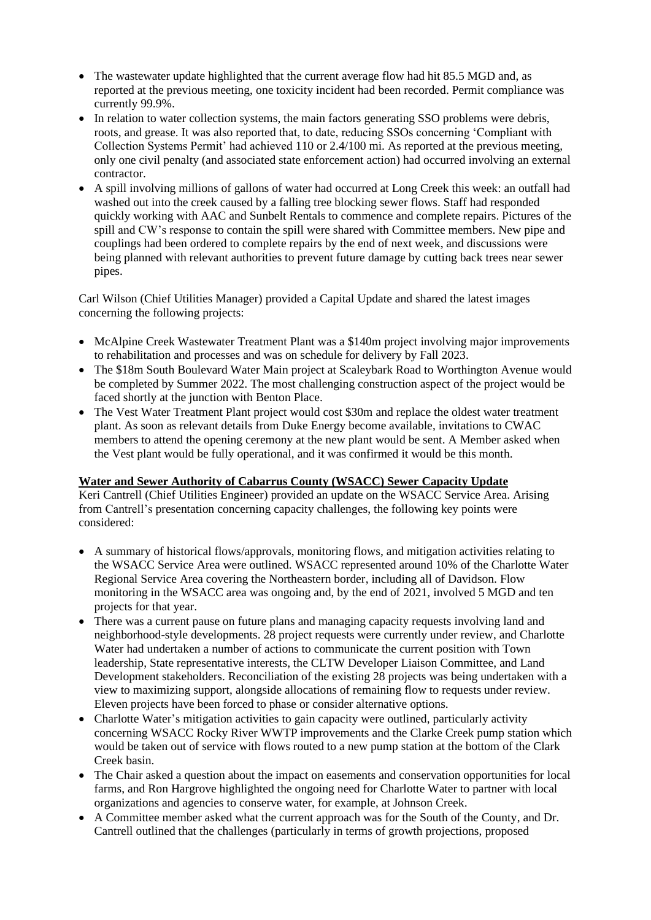- The wastewater update highlighted that the current average flow had hit 85.5 MGD and, as reported at the previous meeting, one toxicity incident had been recorded. Permit compliance was currently 99.9%.
- In relation to water collection systems, the main factors generating SSO problems were debris, roots, and grease. It was also reported that, to date, reducing SSOs concerning 'Compliant with Collection Systems Permit' had achieved 110 or 2.4/100 mi. As reported at the previous meeting, only one civil penalty (and associated state enforcement action) had occurred involving an external contractor.
- A spill involving millions of gallons of water had occurred at Long Creek this week: an outfall had washed out into the creek caused by a falling tree blocking sewer flows. Staff had responded quickly working with AAC and Sunbelt Rentals to commence and complete repairs. Pictures of the spill and CW's response to contain the spill were shared with Committee members. New pipe and couplings had been ordered to complete repairs by the end of next week, and discussions were being planned with relevant authorities to prevent future damage by cutting back trees near sewer pipes.

Carl Wilson (Chief Utilities Manager) provided a Capital Update and shared the latest images concerning the following projects:

- McAlpine Creek Wastewater Treatment Plant was a $140m project involving major improvements to rehabilitation and processes and was on schedule for delivery by Fall 2023.
- The $18m South Boulevard Water Main project at Scaleybark Road to Worthington Avenue would be completed by Summer 2022. The most challenging construction aspect of the project would be faced shortly at the junction with Benton Place.
- The Vest Water Treatment Plant project would cost $30m and replace the oldest water treatment plant. As soon as relevant details from Duke Energy become available, invitations to CWAC members to attend the opening ceremony at the new plant would be sent. A Member asked when the Vest plant would be fully operational, and it was confirmed it would be this month.

**Water and Sewer Authority of Cabarrus County (WSACC) Sewer Capacity Update**

Keri Cantrell (Chief Utilities Engineer) provided an update on the WSACC Service Area. Arising from Cantrell's presentation concerning capacity challenges, the following key points were considered:

- A summary of historical flows/approvals, monitoring flows, and mitigation activities relating to the WSACC Service Area were outlined. WSACC represented around 10% of the Charlotte Water Regional Service Area covering the Northeastern border, including all of Davidson. Flow monitoring in the WSACC area was ongoing and, by the end of 2021, involved 5 MGD and ten projects for that year.
- There was a current pause on future plans and managing capacity requests involving land and neighborhood-style developments. 28 project requests were currently under review, and Charlotte Water had undertaken a number of actions to communicate the current position with Town leadership, State representative interests, the CLTW Developer Liaison Committee, and Land Development stakeholders. Reconciliation of the existing 28 projects was being undertaken with a view to maximizing support, alongside allocations of remaining flow to requests under review. Eleven projects have been forced to phase or consider alternative options.
- Charlotte Water's mitigation activities to gain capacity were outlined, particularly activity concerning WSACC Rocky River WWTP improvements and the Clarke Creek pump station which would be taken out of service with flows routed to a new pump station at the bottom of the Clark Creek basin.
- The Chair asked a question about the impact on easements and conservation opportunities for local farms, and Ron Hargrove highlighted the ongoing need for Charlotte Water to partner with local organizations and agencies to conserve water, for example, at Johnson Creek.
- A Committee member asked what the current approach was for the South of the County, and Dr. Cantrell outlined that the challenges (particularly in terms of growth projections, proposed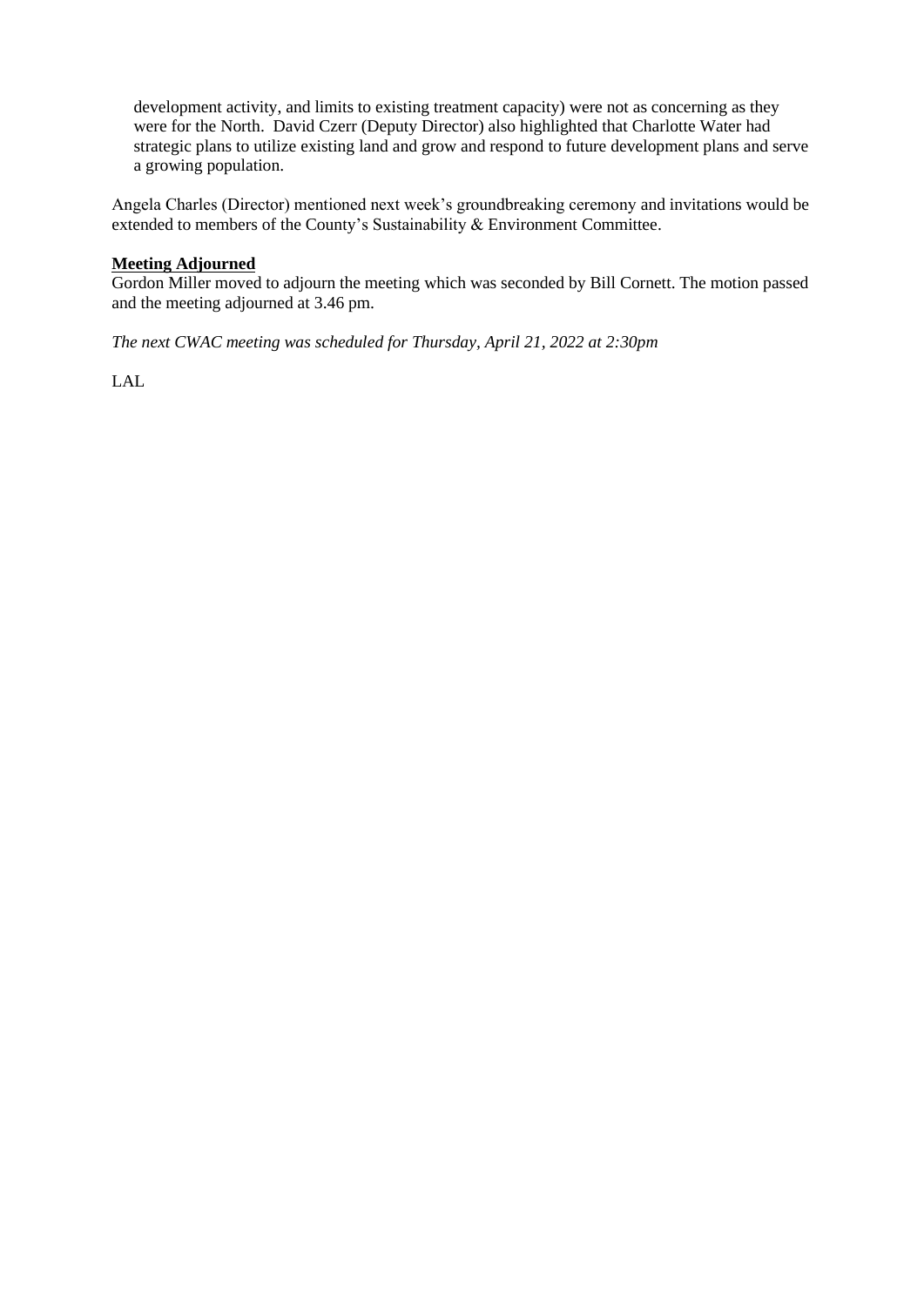development activity, and limits to existing treatment capacity) were not as concerning as they were for the North. David Czerr (Deputy Director) also highlighted that Charlotte Water had strategic plans to utilize existing land and grow and respond to future development plans and serve a growing population.

Angela Charles (Director) mentioned next week's groundbreaking ceremony and invitations would be extended to members of the County's Sustainability & Environment Committee.

**Meeting Adjourned**

Gordon Miller moved to adjourn the meeting which was seconded by Bill Cornett. The motion passed and the meeting adjourned at 3.46 pm.

*The next CWAC meeting was scheduled for Thursday, April 21, 2022 at 2:30pm*

LAL